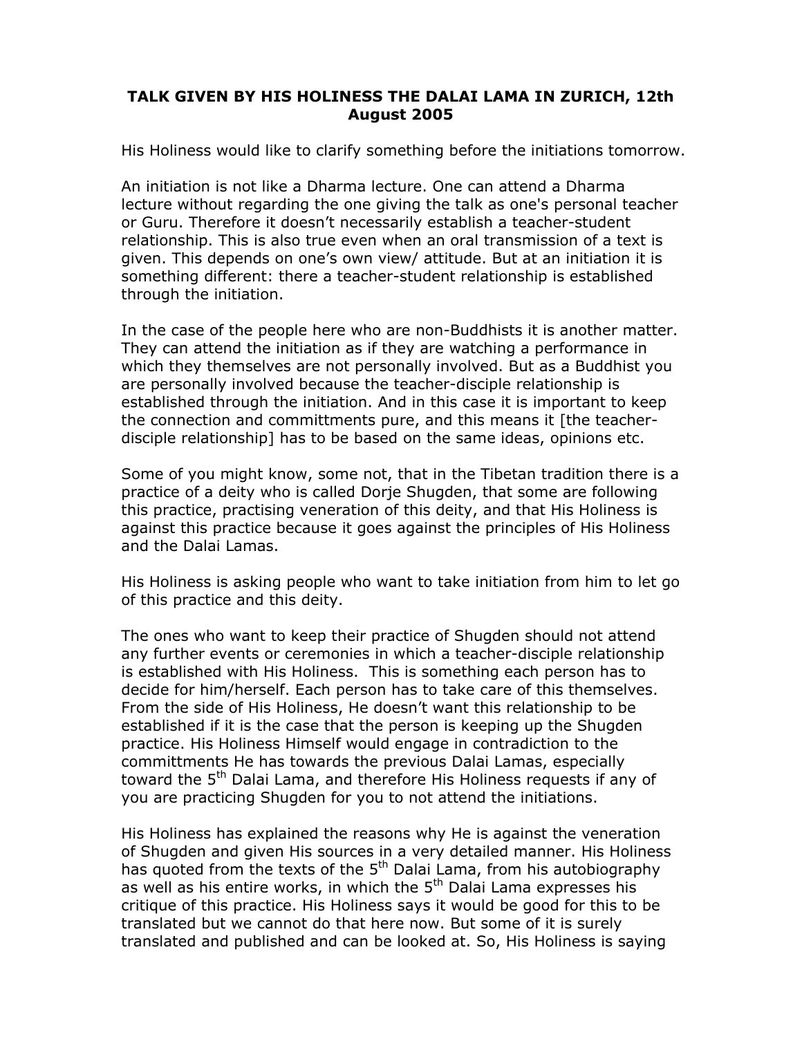**TALK GIVEN BY HIS HOLINESS THE DALAI LAMA IN ZURICH, 12th August 2005**

His Holiness would like to clarify something before the initiations tomorrow.

An initiation is not like a Dharma lecture. One can attend a Dharma lecture without regarding the one giving the talk as one's personal teacher or Guru. Therefore it doesn't necessarily establish a teacher-student relationship. This is also true even when an oral transmission of a text is given. This depends on one's own view/ attitude. But at an initiation it is something different: there a teacher-student relationship is established through the initiation.

In the case of the people here who are non-Buddhists it is another matter. They can attend the initiation as if they are watching a performance in which they themselves are not personally involved. But as a Buddhist you are personally involved because the teacher-disciple relationship is established through the initiation. And in this case it is important to keep the connection and committments pure, and this means it [the teacher-disciple relationship] has to be based on the same ideas, opinions etc.

Some of you might know, some not, that in the Tibetan tradition there is a practice of a deity who is called Dorje Shugden, that some are following this practice, practising veneration of this deity, and that His Holiness is against this practice because it goes against the principles of His Holiness and the Dalai Lamas.

His Holiness is asking people who want to take initiation from him to let go of this practice and this deity.

The ones who want to keep their practice of Shugden should not attend any further events or ceremonies in which a teacher-disciple relationship is established with His Holiness. This is something each person has to decide for him/herself. Each person has to take care of this themselves. From the side of His Holiness, He doesn't want this relationship to be established if it is the case that the person is keeping up the Shugden practice. His Holiness Himself would engage in contradiction to the committments He has towards the previous Dalai Lamas, especially toward the 5th Dalai Lama, and therefore His Holiness requests if any of you are practicing Shugden for you to not attend the initiations.

His Holiness has explained the reasons why He is against the veneration of Shugden and given His sources in a very detailed manner. His Holiness has quoted from the texts of the 5th Dalai Lama, from his autobiography as well as his entire works, in which the 5th Dalai Lama expresses his critique of this practice. His Holiness says it would be good for this to be translated but we cannot do that here now. But some of it is surely translated and published and can be looked at. So, His Holiness is saying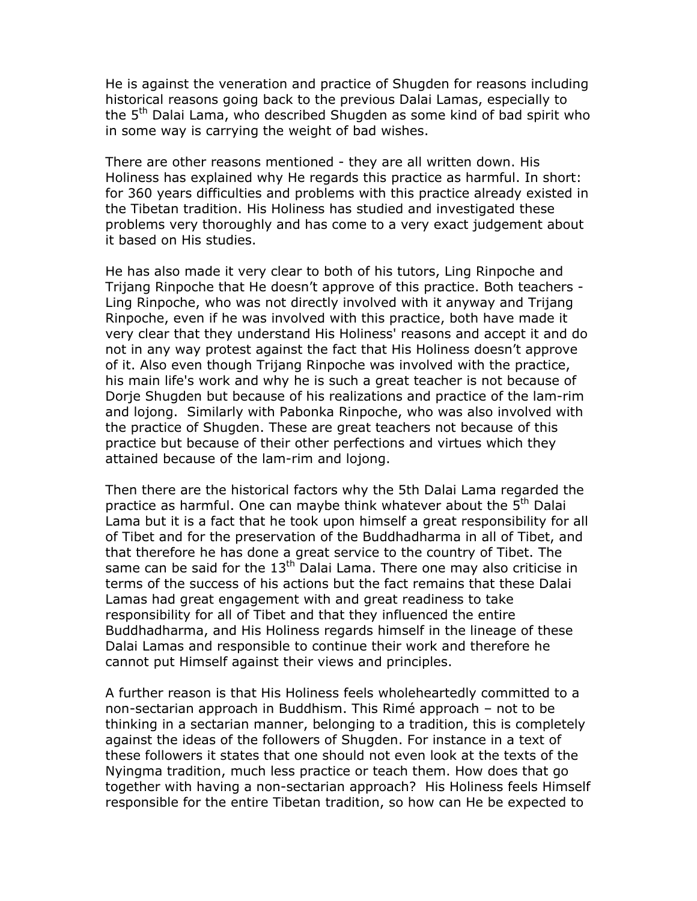He is against the veneration and practice of Shugden for reasons including historical reasons going back to the previous Dalai Lamas, especially to the 5$^{th}$ Dalai Lama, who described Shugden as some kind of bad spirit who in some way is carrying the weight of bad wishes.

There are other reasons mentioned - they are all written down. His Holiness has explained why He regards this practice as harmful. In short: for 360 years difficulties and problems with this practice already existed in the Tibetan tradition. His Holiness has studied and investigated these problems very thoroughly and has come to a very exact judgement about it based on His studies.

He has also made it very clear to both of his tutors, Ling Rinpoche and Trijang Rinpoche that He doesn't approve of this practice. Both teachers - Ling Rinpoche, who was not directly involved with it anyway and Trijang Rinpoche, even if he was involved with this practice, both have made it very clear that they understand His Holiness' reasons and accept it and do not in any way protest against the fact that His Holiness doesn't approve of it. Also even though Trijang Rinpoche was involved with the practice, his main life's work and why he is such a great teacher is not because of Dorje Shugden but because of his realizations and practice of the lam-rim and lojong. Similarly with Pabonka Rinpoche, who was also involved with the practice of Shugden. These are great teachers not because of this practice but because of their other perfections and virtues which they attained because of the lam-rim and lojong.

Then there are the historical factors why the 5th Dalai Lama regarded the practice as harmful. One can maybe think whatever about the 5$^{th}$ Dalai Lama but it is a fact that he took upon himself a great responsibility for all of Tibet and for the preservation of the Buddhadharma in all of Tibet, and that therefore he has done a great service to the country of Tibet. The same can be said for the 13$^{th}$ Dalai Lama. There one may also criticise in terms of the success of his actions but the fact remains that these Dalai Lamas had great engagement with and great readiness to take responsibility for all of Tibet and that they influenced the entire Buddhadharma, and His Holiness regards himself in the lineage of these Dalai Lamas and responsible to continue their work and therefore he cannot put Himself against their views and principles.

A further reason is that His Holiness feels wholeheartedly committed to a non-sectarian approach in Buddhism. This Rimé approach – not to be thinking in a sectarian manner, belonging to a tradition, this is completely against the ideas of the followers of Shugden. For instance in a text of these followers it states that one should not even look at the texts of the Nyingma tradition, much less practice or teach them. How does that go together with having a non-sectarian approach? His Holiness feels Himself responsible for the entire Tibetan tradition, so how can He be expected to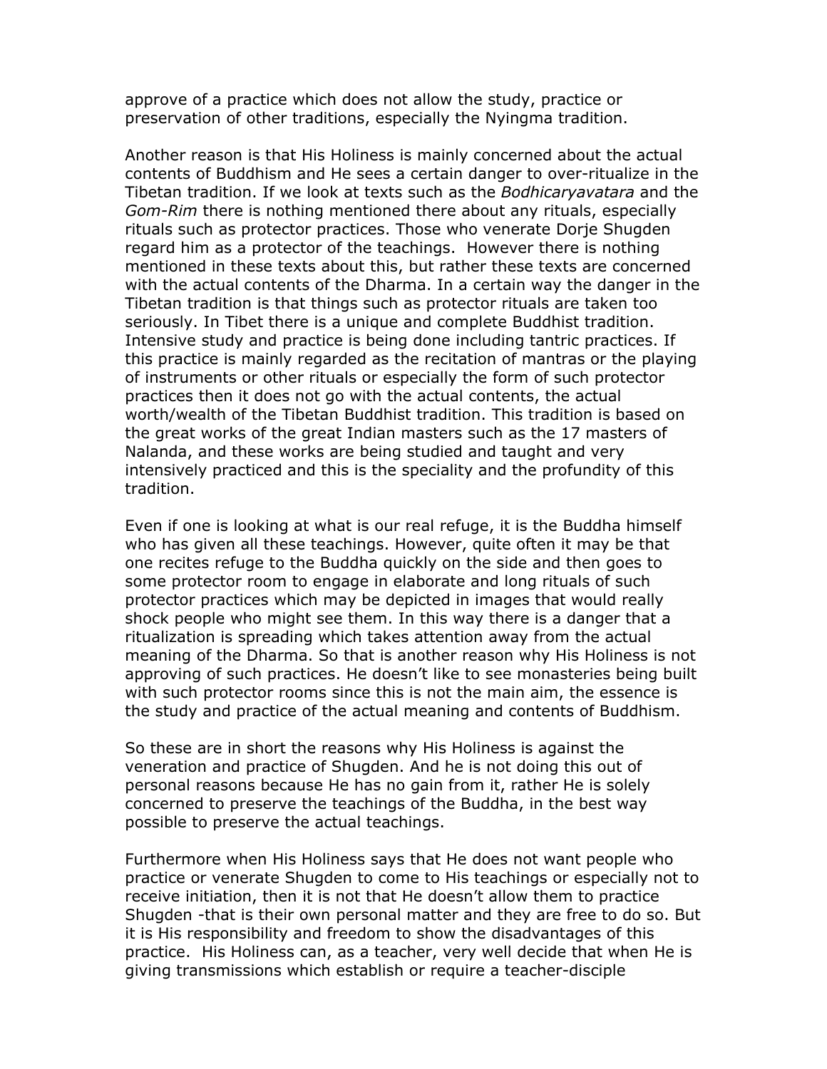approve of a practice which does not allow the study, practice or preservation of other traditions, especially the Nyingma tradition.

Another reason is that His Holiness is mainly concerned about the actual contents of Buddhism and He sees a certain danger to over-ritualize in the Tibetan tradition. If we look at texts such as the *Bodhicaryavatara* and the *Gom-Rim* there is nothing mentioned there about any rituals, especially rituals such as protector practices. Those who venerate Dorje Shugden regard him as a protector of the teachings. However there is nothing mentioned in these texts about this, but rather these texts are concerned with the actual contents of the Dharma. In a certain way the danger in the Tibetan tradition is that things such as protector rituals are taken too seriously. In Tibet there is a unique and complete Buddhist tradition. Intensive study and practice is being done including tantric practices. If this practice is mainly regarded as the recitation of mantras or the playing of instruments or other rituals or especially the form of such protector practices then it does not go with the actual contents, the actual worth/wealth of the Tibetan Buddhist tradition. This tradition is based on the great works of the great Indian masters such as the 17 masters of Nalanda, and these works are being studied and taught and very intensively practiced and this is the speciality and the profundity of this tradition.

Even if one is looking at what is our real refuge, it is the Buddha himself who has given all these teachings. However, quite often it may be that one recites refuge to the Buddha quickly on the side and then goes to some protector room to engage in elaborate and long rituals of such protector practices which may be depicted in images that would really shock people who might see them. In this way there is a danger that a ritualization is spreading which takes attention away from the actual meaning of the Dharma. So that is another reason why His Holiness is not approving of such practices. He doesn't like to see monasteries being built with such protector rooms since this is not the main aim, the essence is the study and practice of the actual meaning and contents of Buddhism.

So these are in short the reasons why His Holiness is against the veneration and practice of Shugden. And he is not doing this out of personal reasons because He has no gain from it, rather He is solely concerned to preserve the teachings of the Buddha, in the best way possible to preserve the actual teachings.

Furthermore when His Holiness says that He does not want people who practice or venerate Shugden to come to His teachings or especially not to receive initiation, then it is not that He doesn't allow them to practice Shugden -that is their own personal matter and they are free to do so. But it is His responsibility and freedom to show the disadvantages of this practice. His Holiness can, as a teacher, very well decide that when He is giving transmissions which establish or require a teacher-disciple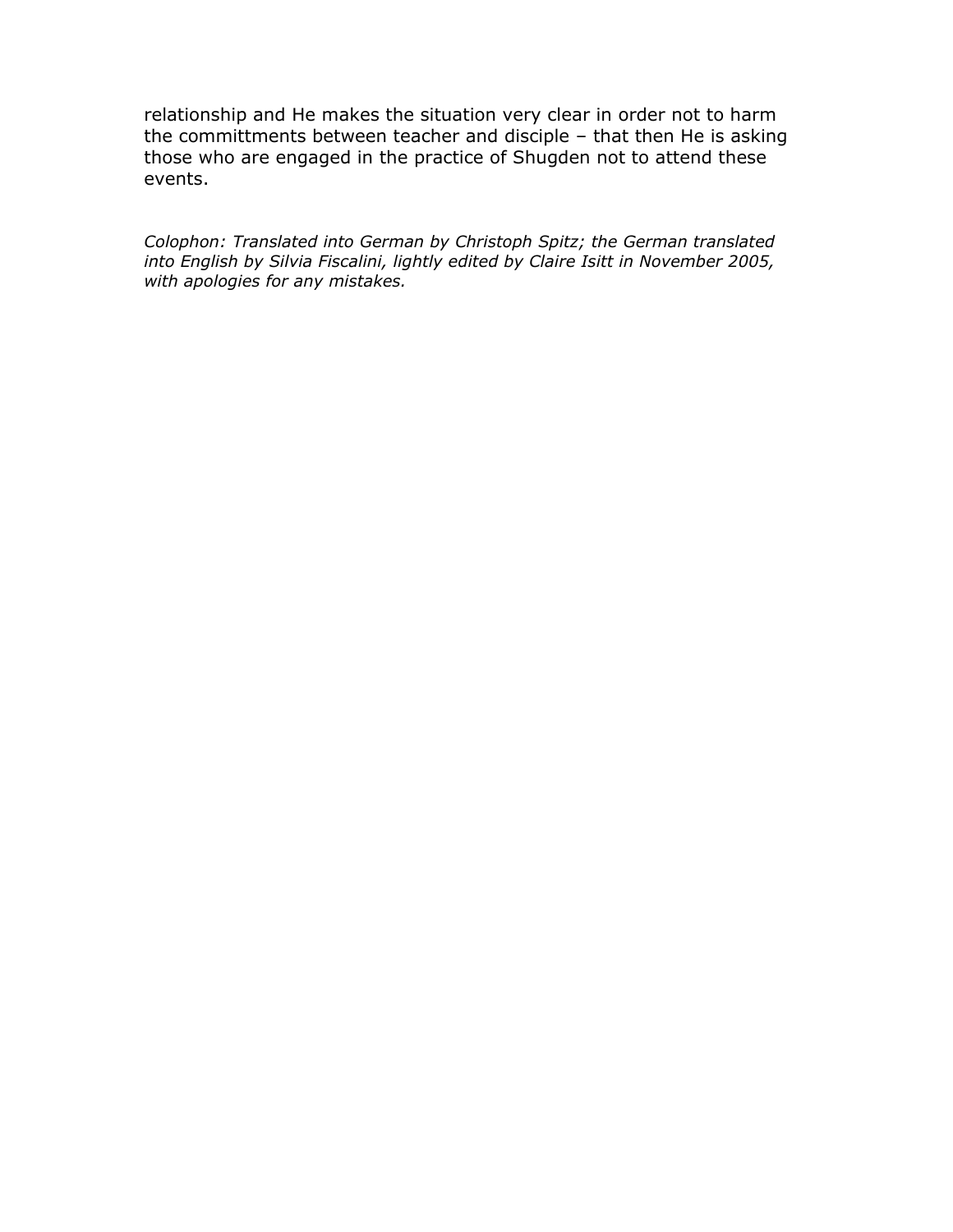relationship and He makes the situation very clear in order not to harm the committments between teacher and disciple – that then He is asking those who are engaged in the practice of Shugden not to attend these events.

*Colophon: Translated into German by Christoph Spitz; the German translated into English by Silvia Fiscalini, lightly edited by Claire Isitt in November 2005, with apologies for any mistakes.*